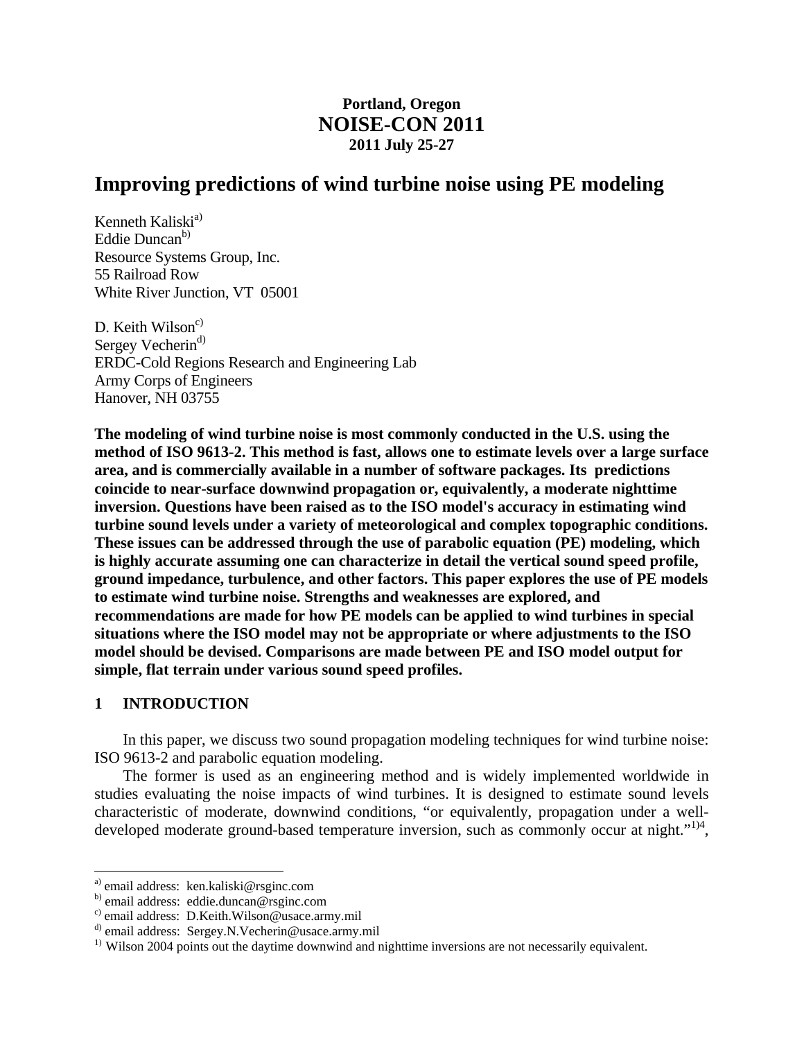**Portland, Oregon**
**NOISE-CON 2011**
**2011 July 25-27**

# Improving predictions of wind turbine noise using PE modeling

Kenneth Kaliski[a]
Eddie Duncan[b]
Resource Systems Group, Inc.
55 Railroad Row
White River Junction, VT 05001

D. Keith Wilson[c]
Sergey Vecherin[d]
ERDC-Cold Regions Research and Engineering Lab
Army Corps of Engineers
Hanover, NH 03755

**The modeling of wind turbine noise is most commonly conducted in the U.S. using the method of ISO 9613-2. This method is fast, allows one to estimate levels over a large surface area, and is commercially available in a number of software packages. Its predictions coincide to near-surface downwind propagation or, equivalently, a moderate nighttime inversion. Questions have been raised as to the ISO model's accuracy in estimating wind turbine sound levels under a variety of meteorological and complex topographic conditions. These issues can be addressed through the use of parabolic equation (PE) modeling, which is highly accurate assuming one can characterize in detail the vertical sound speed profile, ground impedance, turbulence, and other factors. This paper explores the use of PE models to estimate wind turbine noise. Strengths and weaknesses are explored, and recommendations are made for how PE models can be applied to wind turbines in special situations where the ISO model may not be appropriate or where adjustments to the ISO model should be devised. Comparisons are made between PE and ISO model output for simple, flat terrain under various sound speed profiles.**

## 1 INTRODUCTION

In this paper, we discuss two sound propagation modeling techniques for wind turbine noise: ISO 9613-2 and parabolic equation modeling.

The former is used as an engineering method and is widely implemented worldwide in studies evaluating the noise impacts of wind turbines. It is designed to estimate sound levels characteristic of moderate, downwind conditions, "or equivalently, propagation under a well-developed moderate ground-based temperature inversion, such as commonly occur at night."[1)][4],

---

[a] email address: ken.kaliski@rsginc.com
[b] email address: eddie.duncan@rsginc.com
[c] email address: D.Keith.Wilson@usace.army.mil
[d] email address: Sergey.N.Vecherin@usace.army.mil
[1)] Wilson 2004 points out the daytime downwind and nighttime inversions are not necessarily equivalent.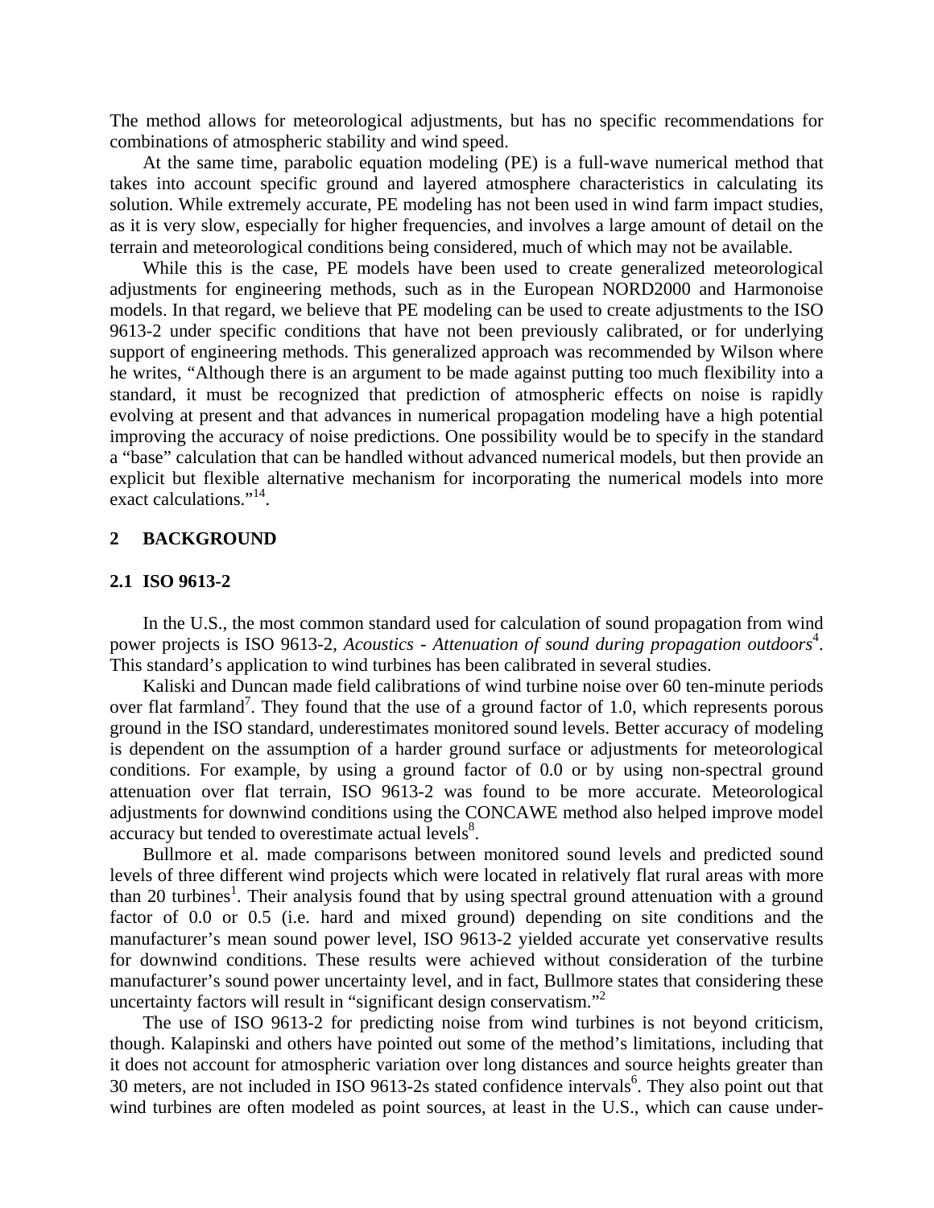The method allows for meteorological adjustments, but has no specific recommendations for combinations of atmospheric stability and wind speed.

At the same time, parabolic equation modeling (PE) is a full-wave numerical method that takes into account specific ground and layered atmosphere characteristics in calculating its solution. While extremely accurate, PE modeling has not been used in wind farm impact studies, as it is very slow, especially for higher frequencies, and involves a large amount of detail on the terrain and meteorological conditions being considered, much of which may not be available.

While this is the case, PE models have been used to create generalized meteorological adjustments for engineering methods, such as in the European NORD2000 and Harmonoise models. In that regard, we believe that PE modeling can be used to create adjustments to the ISO 9613-2 under specific conditions that have not been previously calibrated, or for underlying support of engineering methods. This generalized approach was recommended by Wilson where he writes, "Although there is an argument to be made against putting too much flexibility into a standard, it must be recognized that prediction of atmospheric effects on noise is rapidly evolving at present and that advances in numerical propagation modeling have a high potential improving the accuracy of noise predictions. One possibility would be to specify in the standard a "base" calculation that can be handled without advanced numerical models, but then provide an explicit but flexible alternative mechanism for incorporating the numerical models into more exact calculations."[14].

## 2 BACKGROUND

### 2.1 ISO 9613-2

In the U.S., the most common standard used for calculation of sound propagation from wind power projects is ISO 9613-2, *Acoustics - Attenuation of sound during propagation outdoors*[4]. This standard's application to wind turbines has been calibrated in several studies.

Kaliski and Duncan made field calibrations of wind turbine noise over 60 ten-minute periods over flat farmland[7]. They found that the use of a ground factor of 1.0, which represents porous ground in the ISO standard, underestimates monitored sound levels. Better accuracy of modeling is dependent on the assumption of a harder ground surface or adjustments for meteorological conditions. For example, by using a ground factor of 0.0 or by using non-spectral ground attenuation over flat terrain, ISO 9613-2 was found to be more accurate. Meteorological adjustments for downwind conditions using the CONCAWE method also helped improve model accuracy but tended to overestimate actual levels[8].

Bullmore et al. made comparisons between monitored sound levels and predicted sound levels of three different wind projects which were located in relatively flat rural areas with more than 20 turbines[1]. Their analysis found that by using spectral ground attenuation with a ground factor of 0.0 or 0.5 (i.e. hard and mixed ground) depending on site conditions and the manufacturer's mean sound power level, ISO 9613-2 yielded accurate yet conservative results for downwind conditions. These results were achieved without consideration of the turbine manufacturer's sound power uncertainty level, and in fact, Bullmore states that considering these uncertainty factors will result in "significant design conservatism."[2]

The use of ISO 9613-2 for predicting noise from wind turbines is not beyond criticism, though. Kalapinski and others have pointed out some of the method's limitations, including that it does not account for atmospheric variation over long distances and source heights greater than 30 meters, are not included in ISO 9613-2s stated confidence intervals[6]. They also point out that wind turbines are often modeled as point sources, at least in the U.S., which can cause under-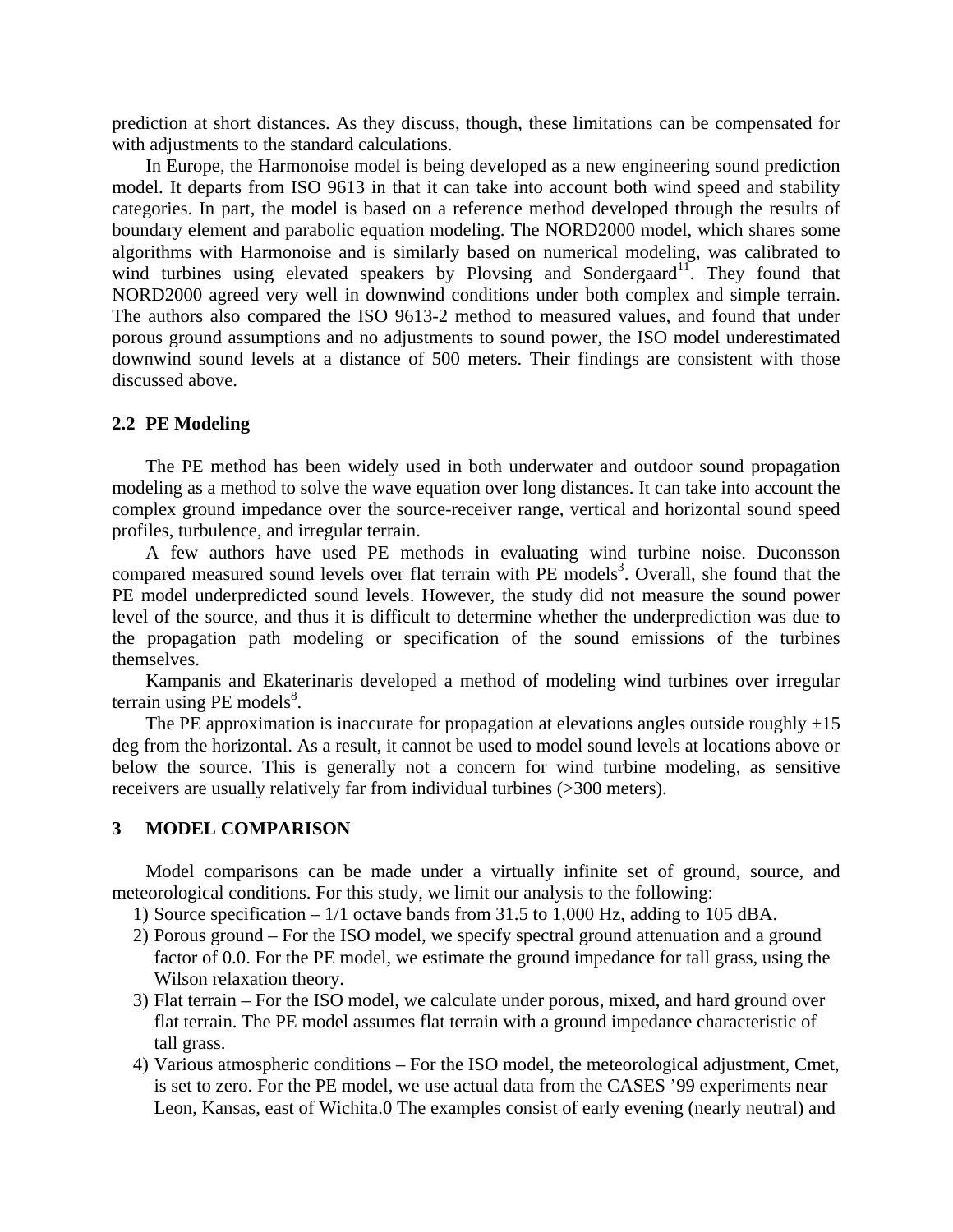prediction at short distances. As they discuss, though, these limitations can be compensated for with adjustments to the standard calculations.

In Europe, the Harmonoise model is being developed as a new engineering sound prediction model. It departs from ISO 9613 in that it can take into account both wind speed and stability categories. In part, the model is based on a reference method developed through the results of boundary element and parabolic equation modeling. The NORD2000 model, which shares some algorithms with Harmonoise and is similarly based on numerical modeling, was calibrated to wind turbines using elevated speakers by Plovsing and Sondergaard[11]. They found that NORD2000 agreed very well in downwind conditions under both complex and simple terrain. The authors also compared the ISO 9613-2 method to measured values, and found that under porous ground assumptions and no adjustments to sound power, the ISO model underestimated downwind sound levels at a distance of 500 meters. Their findings are consistent with those discussed above.

### 2.2 PE Modeling

The PE method has been widely used in both underwater and outdoor sound propagation modeling as a method to solve the wave equation over long distances. It can take into account the complex ground impedance over the source-receiver range, vertical and horizontal sound speed profiles, turbulence, and irregular terrain.

A few authors have used PE methods in evaluating wind turbine noise. Duconsson compared measured sound levels over flat terrain with PE models[3]. Overall, she found that the PE model underpredicted sound levels. However, the study did not measure the sound power level of the source, and thus it is difficult to determine whether the underprediction was due to the propagation path modeling or specification of the sound emissions of the turbines themselves.

Kampanis and Ekaterinaris developed a method of modeling wind turbines over irregular terrain using PE models[8].

The PE approximation is inaccurate for propagation at elevations angles outside roughly ±15 deg from the horizontal. As a result, it cannot be used to model sound levels at locations above or below the source. This is generally not a concern for wind turbine modeling, as sensitive receivers are usually relatively far from individual turbines (>300 meters).

## 3 MODEL COMPARISON

Model comparisons can be made under a virtually infinite set of ground, source, and meteorological conditions. For this study, we limit our analysis to the following:

1) Source specification – 1/1 octave bands from 31.5 to 1,000 Hz, adding to 105 dBA.
2) Porous ground – For the ISO model, we specify spectral ground attenuation and a ground factor of 0.0. For the PE model, we estimate the ground impedance for tall grass, using the Wilson relaxation theory.
3) Flat terrain – For the ISO model, we calculate under porous, mixed, and hard ground over flat terrain. The PE model assumes flat terrain with a ground impedance characteristic of tall grass.
4) Various atmospheric conditions – For the ISO model, the meteorological adjustment, Cmet, is set to zero. For the PE model, we use actual data from the CASES '99 experiments near Leon, Kansas, east of Wichita.0 The examples consist of early evening (nearly neutral) and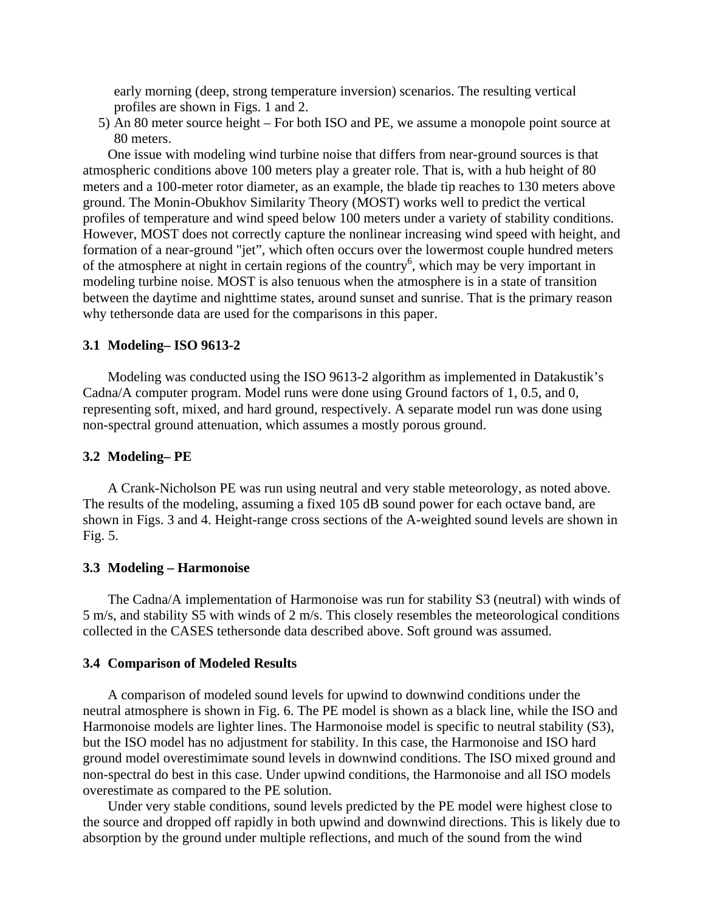early morning (deep, strong temperature inversion) scenarios. The resulting vertical profiles are shown in Figs. 1 and 2.

5) An 80 meter source height – For both ISO and PE, we assume a monopole point source at 80 meters.

One issue with modeling wind turbine noise that differs from near-ground sources is that atmospheric conditions above 100 meters play a greater role. That is, with a hub height of 80 meters and a 100-meter rotor diameter, as an example, the blade tip reaches to 130 meters above ground. The Monin-Obukhov Similarity Theory (MOST) works well to predict the vertical profiles of temperature and wind speed below 100 meters under a variety of stability conditions. However, MOST does not correctly capture the nonlinear increasing wind speed with height, and formation of a near-ground "jet", which often occurs over the lowermost couple hundred meters of the atmosphere at night in certain regions of the country[6], which may be very important in modeling turbine noise. MOST is also tenuous when the atmosphere is in a state of transition between the daytime and nighttime states, around sunset and sunrise. That is the primary reason why tethersonde data are used for the comparisons in this paper.

### 3.1 Modeling– ISO 9613-2

Modeling was conducted using the ISO 9613-2 algorithm as implemented in Datakustik's Cadna/A computer program. Model runs were done using Ground factors of 1, 0.5, and 0, representing soft, mixed, and hard ground, respectively. A separate model run was done using non-spectral ground attenuation, which assumes a mostly porous ground.

### 3.2 Modeling– PE

A Crank-Nicholson PE was run using neutral and very stable meteorology, as noted above. The results of the modeling, assuming a fixed 105 dB sound power for each octave band, are shown in Figs. 3 and 4. Height-range cross sections of the A-weighted sound levels are shown in Fig. 5.

### 3.3 Modeling – Harmonoise

The Cadna/A implementation of Harmonoise was run for stability S3 (neutral) with winds of 5 m/s, and stability S5 with winds of 2 m/s. This closely resembles the meteorological conditions collected in the CASES tethersonde data described above. Soft ground was assumed.

### 3.4 Comparison of Modeled Results

A comparison of modeled sound levels for upwind to downwind conditions under the neutral atmosphere is shown in Fig. 6. The PE model is shown as a black line, while the ISO and Harmonoise models are lighter lines. The Harmonoise model is specific to neutral stability (S3), but the ISO model has no adjustment for stability. In this case, the Harmonoise and ISO hard ground model overestimimate sound levels in downwind conditions. The ISO mixed ground and non-spectral do best in this case. Under upwind conditions, the Harmonoise and all ISO models overestimate as compared to the PE solution.

Under very stable conditions, sound levels predicted by the PE model were highest close to the source and dropped off rapidly in both upwind and downwind directions. This is likely due to absorption by the ground under multiple reflections, and much of the sound from the wind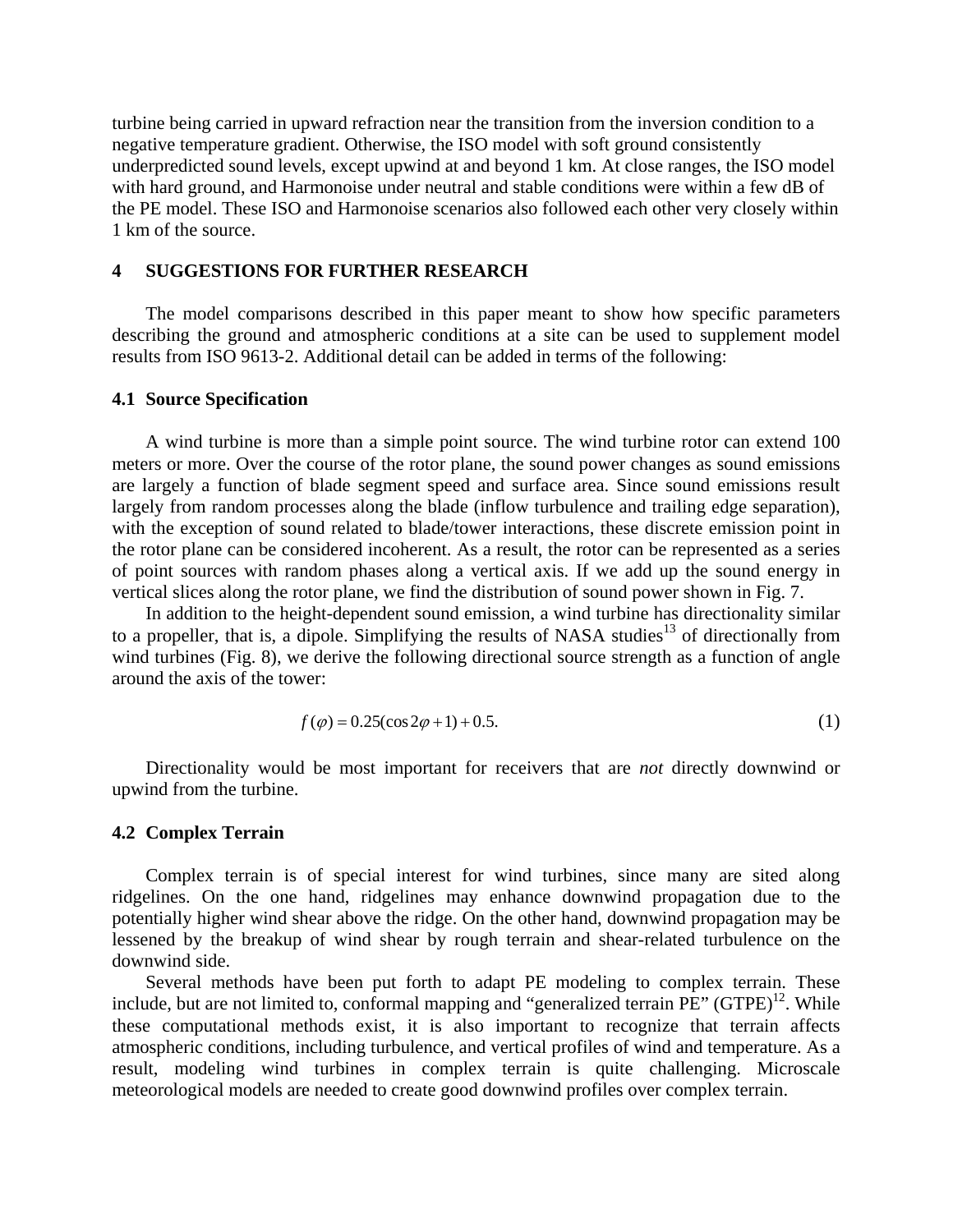turbine being carried in upward refraction near the transition from the inversion condition to a negative temperature gradient. Otherwise, the ISO model with soft ground consistently underpredicted sound levels, except upwind at and beyond 1 km. At close ranges, the ISO model with hard ground, and Harmonoise under neutral and stable conditions were within a few dB of the PE model. These ISO and Harmonoise scenarios also followed each other very closely within 1 km of the source.

## 4 SUGGESTIONS FOR FURTHER RESEARCH

The model comparisons described in this paper meant to show how specific parameters describing the ground and atmospheric conditions at a site can be used to supplement model results from ISO 9613-2. Additional detail can be added in terms of the following:

### 4.1 Source Specification

A wind turbine is more than a simple point source. The wind turbine rotor can extend 100 meters or more. Over the course of the rotor plane, the sound power changes as sound emissions are largely a function of blade segment speed and surface area. Since sound emissions result largely from random processes along the blade (inflow turbulence and trailing edge separation), with the exception of sound related to blade/tower interactions, these discrete emission point in the rotor plane can be considered incoherent. As a result, the rotor can be represented as a series of point sources with random phases along a vertical axis. If we add up the sound energy in vertical slices along the rotor plane, we find the distribution of sound power shown in Fig. 7.

In addition to the height-dependent sound emission, a wind turbine has directionality similar to a propeller, that is, a dipole. Simplifying the results of NASA studies[13] of directionally from wind turbines (Fig. 8), we derive the following directional source strength as a function of angle around the axis of the tower:

$$f(\varphi) = 0.25(\cos 2\varphi + 1) + 0.5. \tag{1}$$

Directionality would be most important for receivers that are *not* directly downwind or upwind from the turbine.

### 4.2 Complex Terrain

Complex terrain is of special interest for wind turbines, since many are sited along ridgelines. On the one hand, ridgelines may enhance downwind propagation due to the potentially higher wind shear above the ridge. On the other hand, downwind propagation may be lessened by the breakup of wind shear by rough terrain and shear-related turbulence on the downwind side.

Several methods have been put forth to adapt PE modeling to complex terrain. These include, but are not limited to, conformal mapping and "generalized terrain PE" (GTPE)[12]. While these computational methods exist, it is also important to recognize that terrain affects atmospheric conditions, including turbulence, and vertical profiles of wind and temperature. As a result, modeling wind turbines in complex terrain is quite challenging. Microscale meteorological models are needed to create good downwind profiles over complex terrain.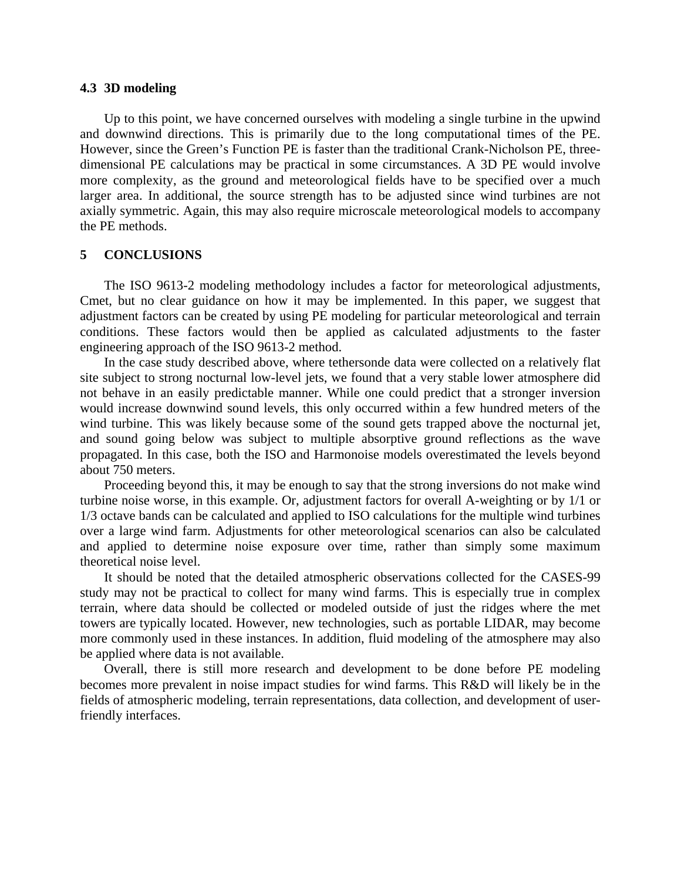### 4.3 3D modeling

Up to this point, we have concerned ourselves with modeling a single turbine in the upwind and downwind directions. This is primarily due to the long computational times of the PE. However, since the Green's Function PE is faster than the traditional Crank-Nicholson PE, three-dimensional PE calculations may be practical in some circumstances. A 3D PE would involve more complexity, as the ground and meteorological fields have to be specified over a much larger area. In additional, the source strength has to be adjusted since wind turbines are not axially symmetric. Again, this may also require microscale meteorological models to accompany the PE methods.

## 5 CONCLUSIONS

The ISO 9613-2 modeling methodology includes a factor for meteorological adjustments, Cmet, but no clear guidance on how it may be implemented. In this paper, we suggest that adjustment factors can be created by using PE modeling for particular meteorological and terrain conditions. These factors would then be applied as calculated adjustments to the faster engineering approach of the ISO 9613-2 method.

In the case study described above, where tethersonde data were collected on a relatively flat site subject to strong nocturnal low-level jets, we found that a very stable lower atmosphere did not behave in an easily predictable manner. While one could predict that a stronger inversion would increase downwind sound levels, this only occurred within a few hundred meters of the wind turbine. This was likely because some of the sound gets trapped above the nocturnal jet, and sound going below was subject to multiple absorptive ground reflections as the wave propagated. In this case, both the ISO and Harmonoise models overestimated the levels beyond about 750 meters.

Proceeding beyond this, it may be enough to say that the strong inversions do not make wind turbine noise worse, in this example. Or, adjustment factors for overall A-weighting or by 1/1 or 1/3 octave bands can be calculated and applied to ISO calculations for the multiple wind turbines over a large wind farm. Adjustments for other meteorological scenarios can also be calculated and applied to determine noise exposure over time, rather than simply some maximum theoretical noise level.

It should be noted that the detailed atmospheric observations collected for the CASES-99 study may not be practical to collect for many wind farms. This is especially true in complex terrain, where data should be collected or modeled outside of just the ridges where the met towers are typically located. However, new technologies, such as portable LIDAR, may become more commonly used in these instances. In addition, fluid modeling of the atmosphere may also be applied where data is not available.

Overall, there is still more research and development to be done before PE modeling becomes more prevalent in noise impact studies for wind farms. This R&D will likely be in the fields of atmospheric modeling, terrain representations, data collection, and development of user-friendly interfaces.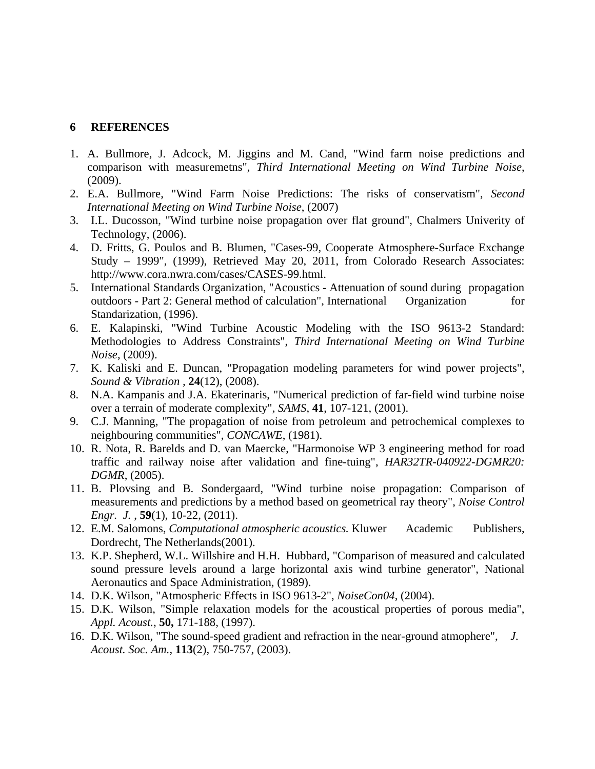## 6 REFERENCES

1. A. Bullmore, J. Adcock, M. Jiggins and M. Cand, "Wind farm noise predictions and comparison with measuremetns", *Third International Meeting on Wind Turbine Noise*, (2009).
2. E.A. Bullmore, "Wind Farm Noise Predictions: The risks of conservatism", *Second International Meeting on Wind Turbine Noise*, (2007)
3. I.L. Ducosson, "Wind turbine noise propagation over flat ground", Chalmers Univerity of Technology, (2006).
4. D. Fritts, G. Poulos and B. Blumen, "Cases-99, Cooperate Atmosphere-Surface Exchange Study – 1999", (1999), Retrieved May 20, 2011, from Colorado Research Associates: http://www.cora.nwra.com/cases/CASES-99.html.
5. International Standards Organization, "Acoustics - Attenuation of sound during propagation outdoors - Part 2: General method of calculation", International Organization for Standarization, (1996).
6. E. Kalapinski, "Wind Turbine Acoustic Modeling with the ISO 9613-2 Standard: Methodologies to Address Constraints", *Third International Meeting on Wind Turbine Noise*, (2009).
7. K. Kaliski and E. Duncan, "Propagation modeling parameters for wind power projects", *Sound & Vibration* , **24**(12), (2008).
8. N.A. Kampanis and J.A. Ekaterinaris, "Numerical prediction of far-field wind turbine noise over a terrain of moderate complexity", *SAMS*, **41**, 107-121, (2001).
9. C.J. Manning, "The propagation of noise from petroleum and petrochemical complexes to neighbouring communities", *CONCAWE*, (1981).
10. R. Nota, R. Barelds and D. van Maercke, "Harmonoise WP 3 engineering method for road traffic and railway noise after validation and fine-tuing", *HAR32TR-040922-DGMR20: DGMR*, (2005).
11. B. Plovsing and B. Sondergaard, "Wind turbine noise propagation: Comparison of measurements and predictions by a method based on geometrical ray theory", *Noise Control Engr. J.* , **59**(1), 10-22, (2011).
12. E.M. Salomons, *Computational atmospheric acoustics.* Kluwer Academic Publishers, Dordrecht, The Netherlands(2001).
13. K.P. Shepherd, W.L. Willshire and H.H. Hubbard, "Comparison of measured and calculated sound pressure levels around a large horizontal axis wind turbine generator", National Aeronautics and Space Administration, (1989).
14. D.K. Wilson, "Atmospheric Effects in ISO 9613-2", *NoiseCon04*, (2004).
15. D.K. Wilson, "Simple relaxation models for the acoustical properties of porous media", *Appl. Acoust.*, **50,** 171-188, (1997).
16. D.K. Wilson, "The sound-speed gradient and refraction in the near-ground atmophere", *J. Acoust. Soc. Am.*, **113**(2), 750-757, (2003).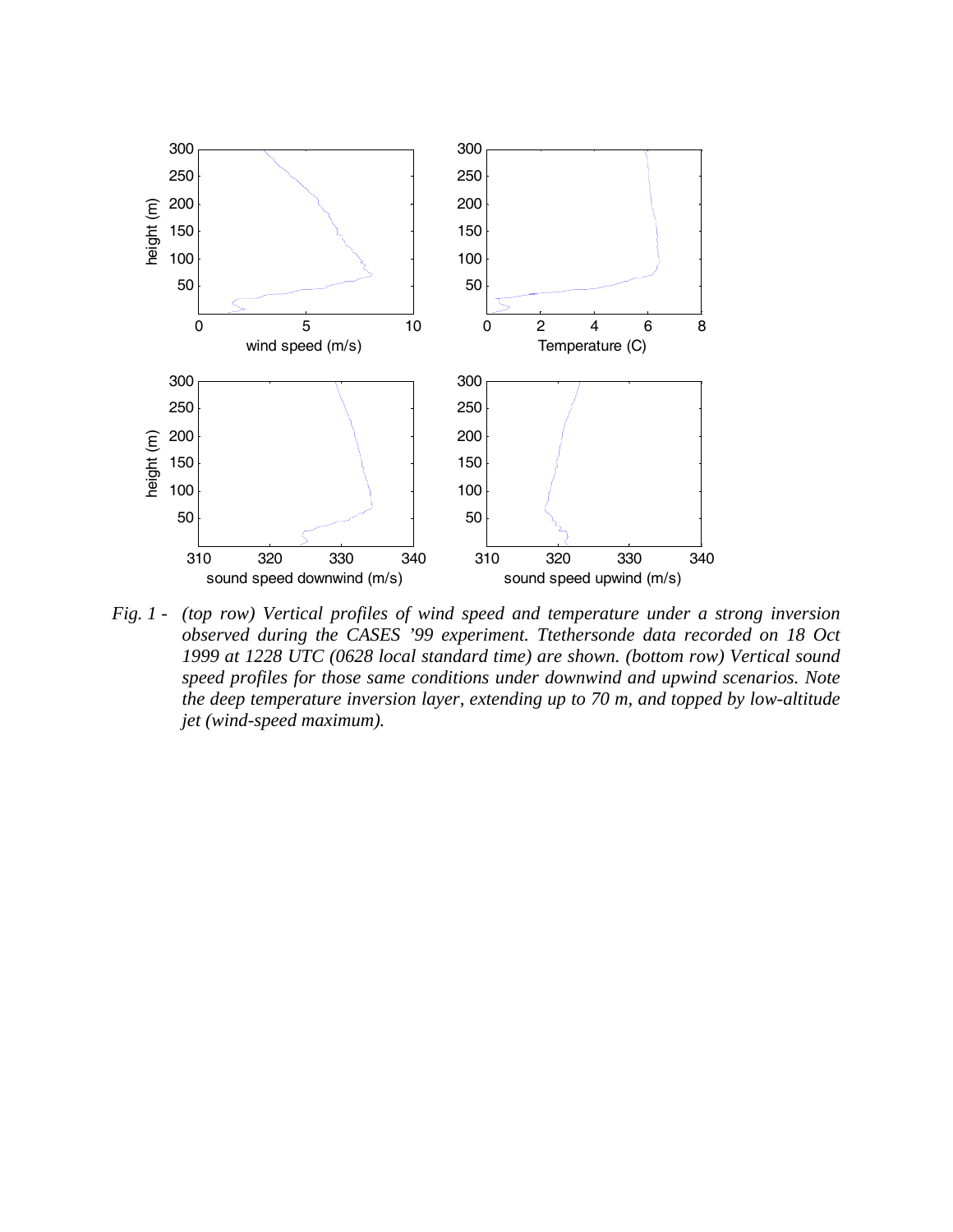*Fig. 1 - (top row) Vertical profiles of wind speed and temperature under a strong inversion observed during the CASES '99 experiment. Ttethersonde data recorded on 18 Oct 1999 at 1228 UTC (0628 local standard time) are shown. (bottom row) Vertical sound speed profiles for those same conditions under downwind and upwind scenarios. Note the deep temperature inversion layer, extending up to 70 m, and topped by low-altitude jet (wind-speed maximum).*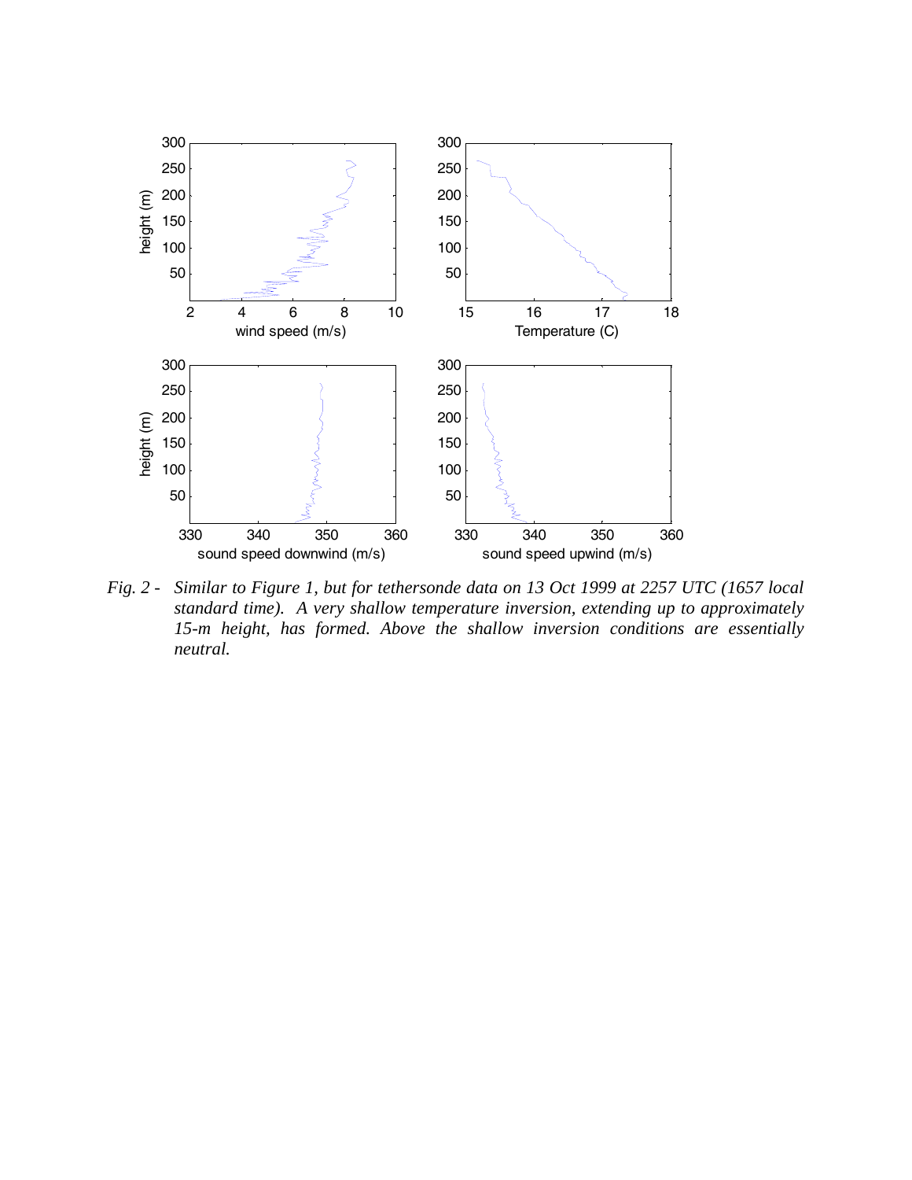*Fig. 2 - Similar to Figure 1, but for tethersonde data on 13 Oct 1999 at 2257 UTC (1657 local standard time). A very shallow temperature inversion, extending up to approximately 15-m height, has formed. Above the shallow inversion conditions are essentially neutral.*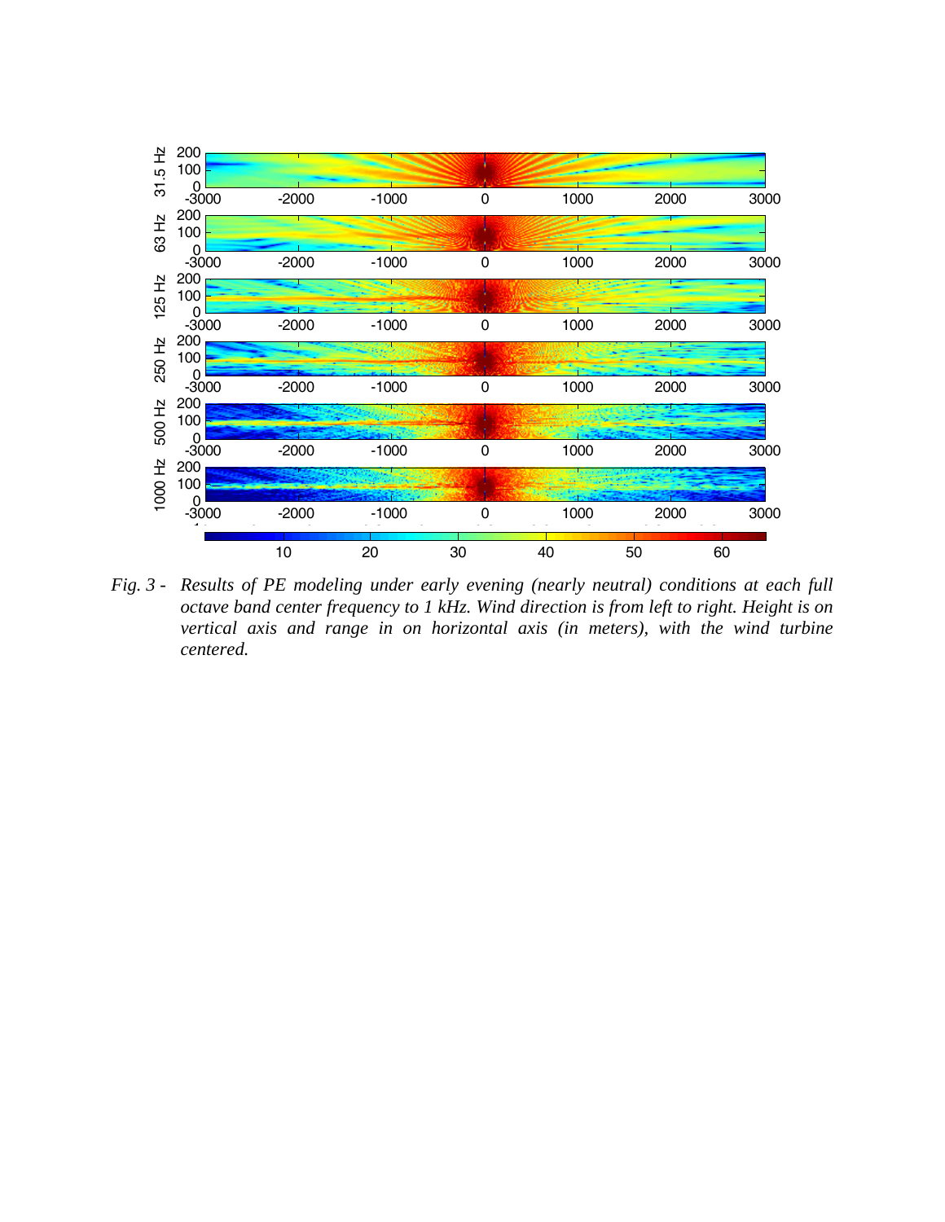Fig. 3 - *Results of PE modeling under early evening (nearly neutral) conditions at each full octave band center frequency to 1 kHz. Wind direction is from left to right. Height is on vertical axis and range in on horizontal axis (in meters), with the wind turbine centered.*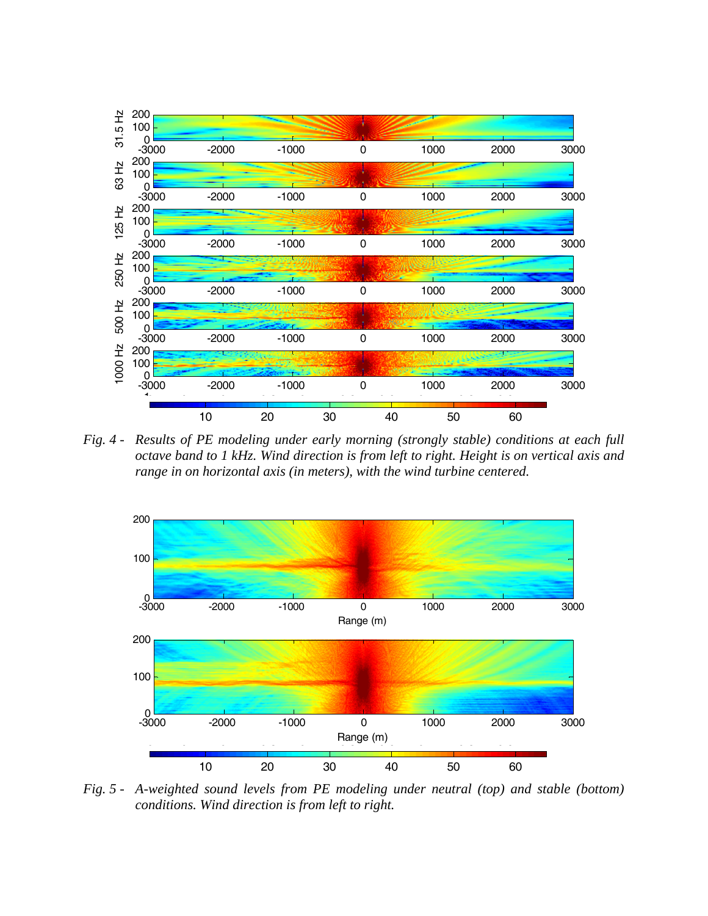*Fig. 4 - Results of PE modeling under early morning (strongly stable) conditions at each full octave band to 1 kHz. Wind direction is from left to right. Height is on vertical axis and range in on horizontal axis (in meters), with the wind turbine centered.*

*Fig. 5 - A-weighted sound levels from PE modeling under neutral (top) and stable (bottom) conditions. Wind direction is from left to right.*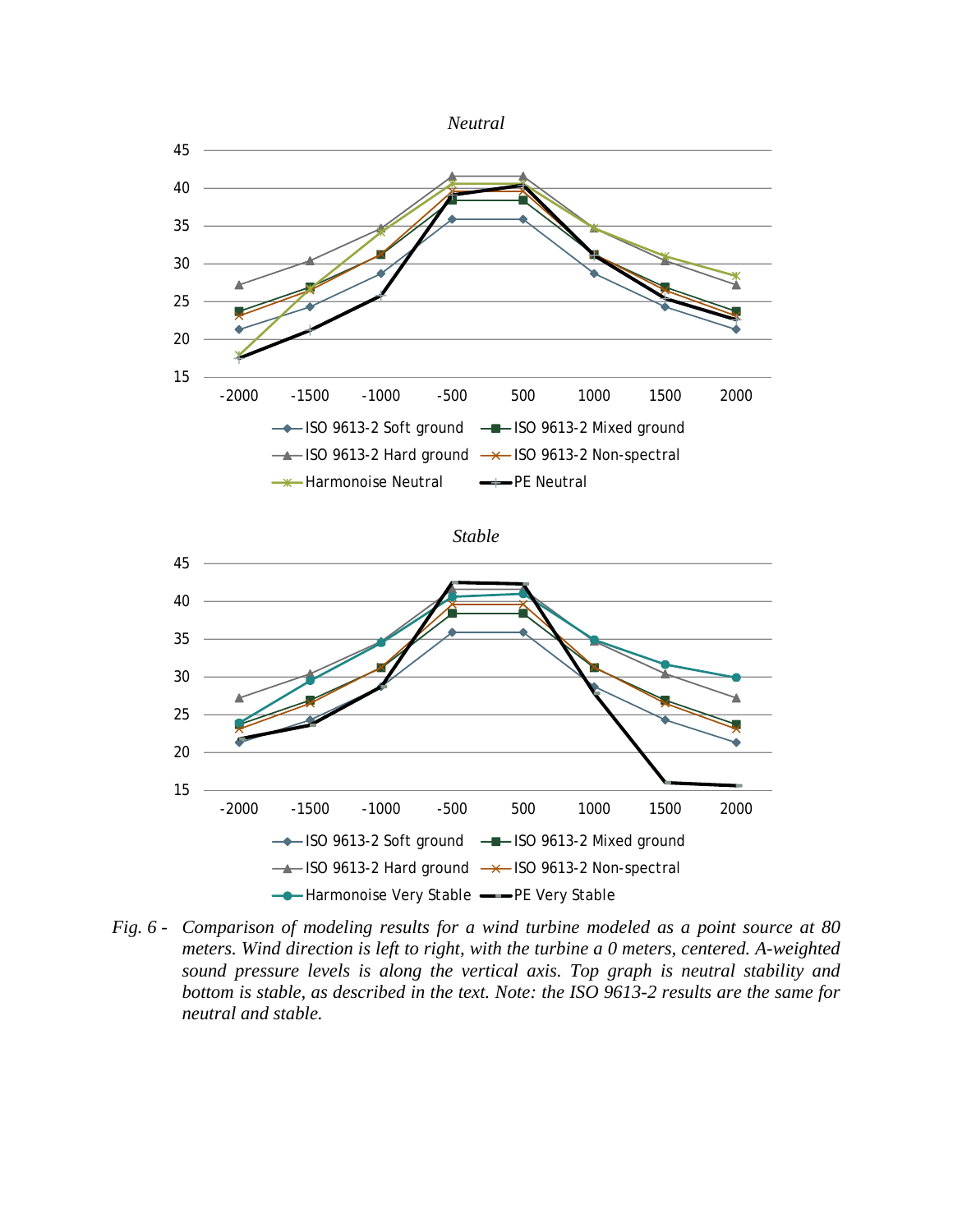*Fig. 6 - Comparison of modeling results for a wind turbine modeled as a point source at 80 meters. Wind direction is left to right, with the turbine a 0 meters, centered. A-weighted sound pressure levels is along the vertical axis. Top graph is neutral stability and bottom is stable, as described in the text. Note: the ISO 9613-2 results are the same for neutral and stable.*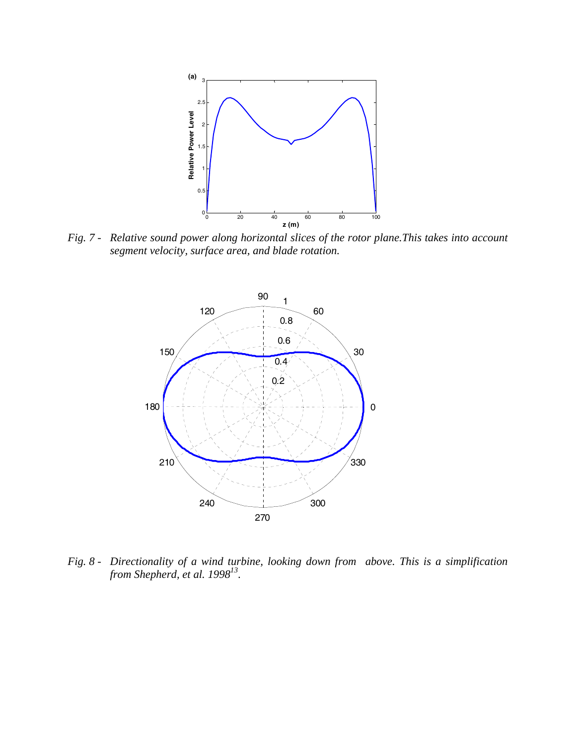(a)

Relative Power Level

3
2.5
2
1.5
1
0.5
0

0
20
40
60
80
100

z (m)

*Fig. 7 - Relative sound power along horizontal slices of the rotor plane.This takes into account segment velocity, surface area, and blade rotation.*

90
1
120
60
0.8
0.6
150
30
0.4
0.2
180
0
210
330
240
300
270

*Fig. 8 - Directionality of a wind turbine, looking down from above. This is a simplification from Shepherd, et al. 1998[13].*